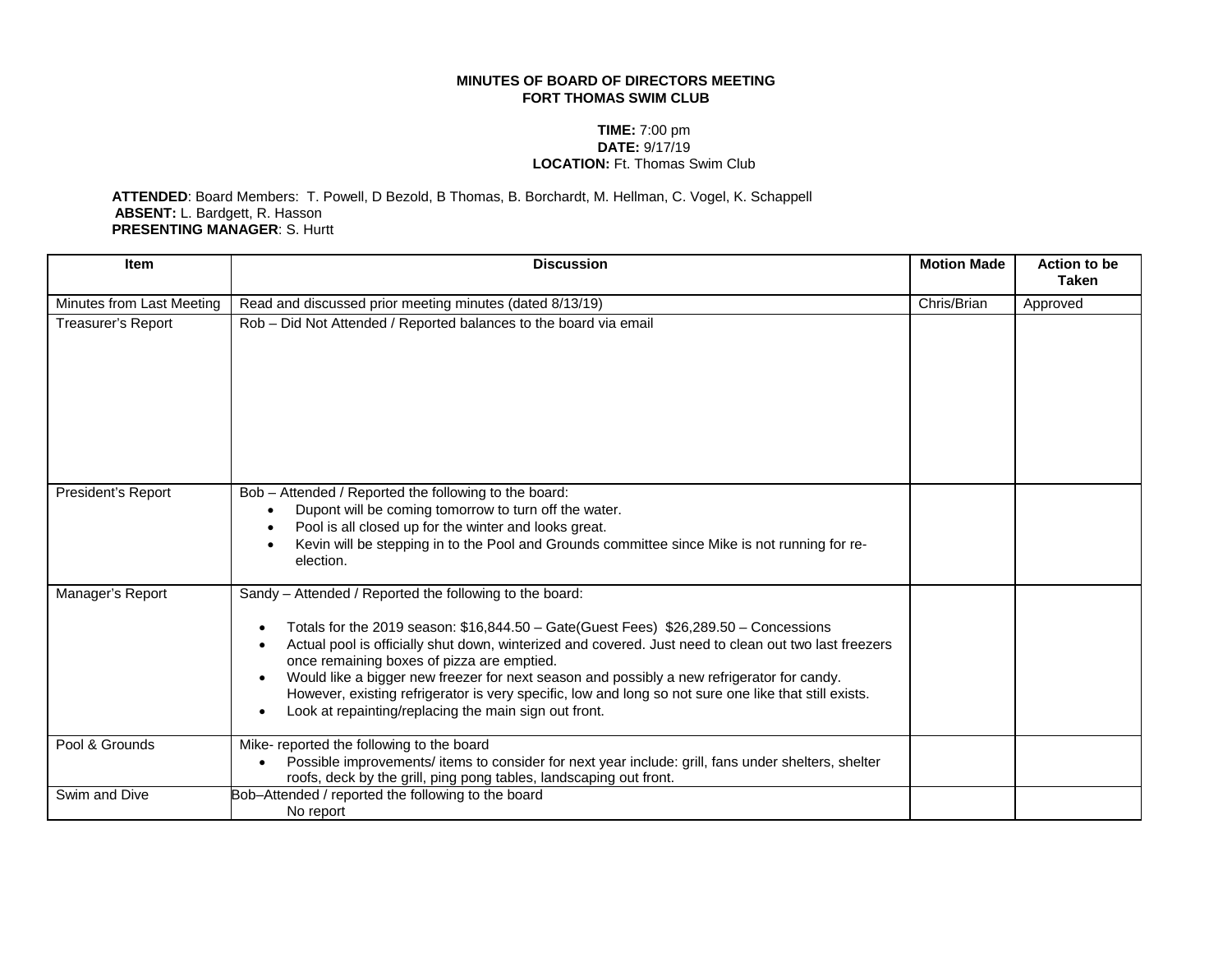**MINUTES OF BOARD OF DIRECTORS MEETING**
**FORT THOMAS SWIM CLUB**

**TIME:** 7:00 pm
**DATE:** 9/17/19
**LOCATION:** Ft. Thomas Swim Club

**ATTENDED**: Board Members: T. Powell, D Bezold, B Thomas, B. Borchardt, M. Hellman, C. Vogel, K. Schappell
**ABSENT:** L. Bardgett, R. Hasson
**PRESENTING MANAGER**: S. Hurtt

| Item | Discussion | Motion Made | Action to be Taken |
|---|---|---|---|
| Minutes from Last Meeting | Read and discussed prior meeting minutes (dated 8/13/19) | Chris/Brian | Approved |
| Treasurer's Report | Rob – Did Not Attended / Reported balances to the board via email | | |
| President's Report | Bob – Attended / Reported the following to the board:<br>• Dupont will be coming tomorrow to turn off the water.<br>• Pool is all closed up for the winter and looks great.<br>• Kevin will be stepping in to the Pool and Grounds committee since Mike is not running for re-election. | | |
| Manager's Report | Sandy – Attended / Reported the following to the board:<br>• Totals for the 2019 season: $16,844.50 – Gate(Guest Fees) $26,289.50 – Concessions<br>• Actual pool is officially shut down, winterized and covered. Just need to clean out two last freezers once remaining boxes of pizza are emptied.<br>• Would like a bigger new freezer for next season and possibly a new refrigerator for candy. However, existing refrigerator is very specific, low and long so not sure one like that still exists.<br>• Look at repainting/replacing the main sign out front. | | |
| Pool & Grounds | Mike- reported the following to the board<br>• Possible improvements/ items to consider for next year include: grill, fans under shelters, shelter roofs, deck by the grill, ping pong tables, landscaping out front. | | |
| Swim and Dive | Bob–Attended / reported the following to the board<br>No report | | |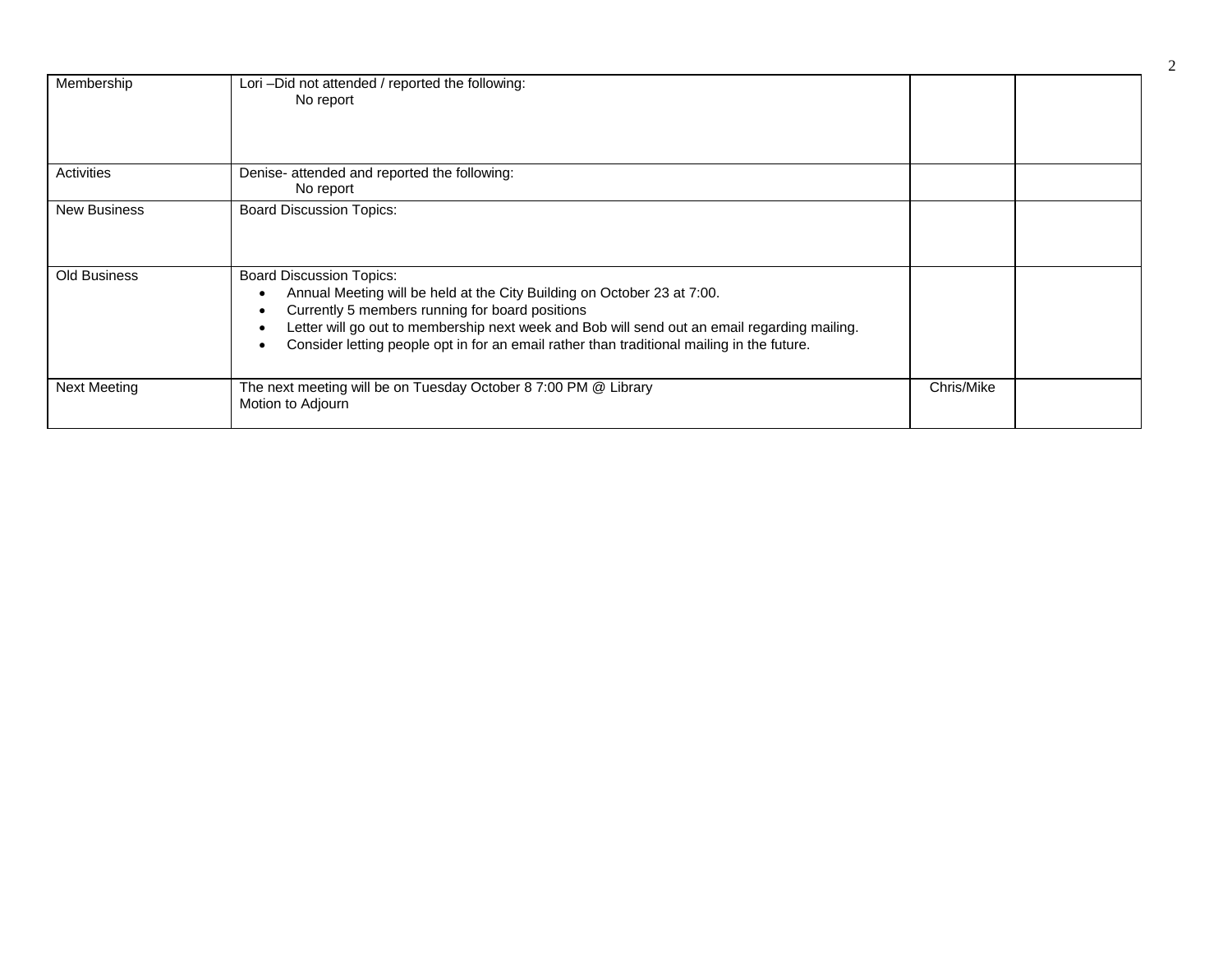| | | | |
|---|---|---|---|
| Membership | Lori –Did not attended / reported the following:<br>No report | | |
| Activities | Denise- attended and reported the following:<br>No report | | |
| New Business | Board Discussion Topics: | | |
| Old Business | Board Discussion Topics:<br>• Annual Meeting will be held at the City Building on October 23 at 7:00.<br>• Currently 5 members running for board positions<br>• Letter will go out to membership next week and Bob will send out an email regarding mailing.<br>• Consider letting people opt in for an email rather than traditional mailing in the future. | | |
| Next Meeting | The next meeting will be on Tuesday October 8 7:00 PM @ Library<br>Motion to Adjourn | Chris/Mike | |